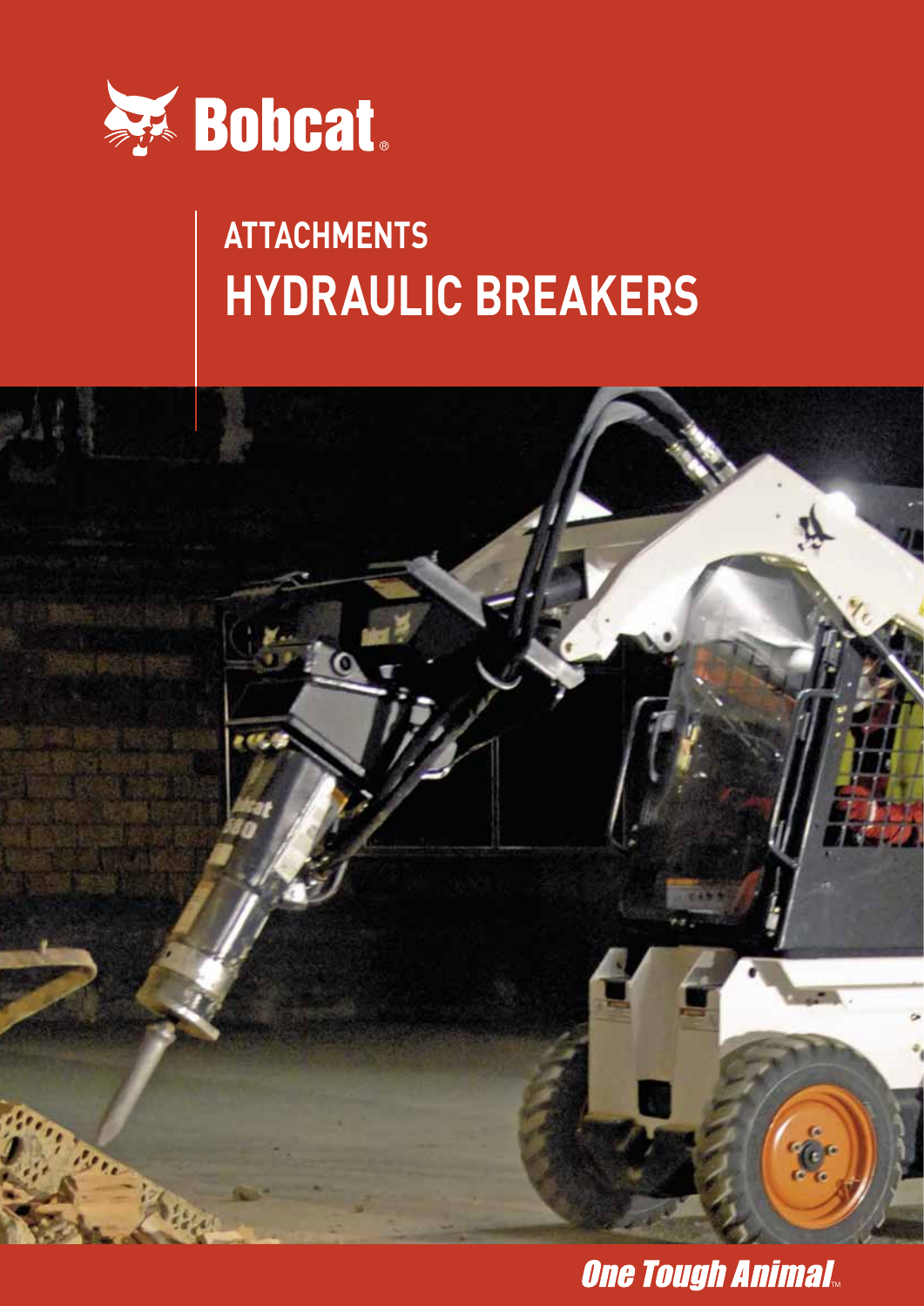Bobcat

## ATTACHMENTS

# HYDRAULIC BREAKERS

*One Tough Animal*™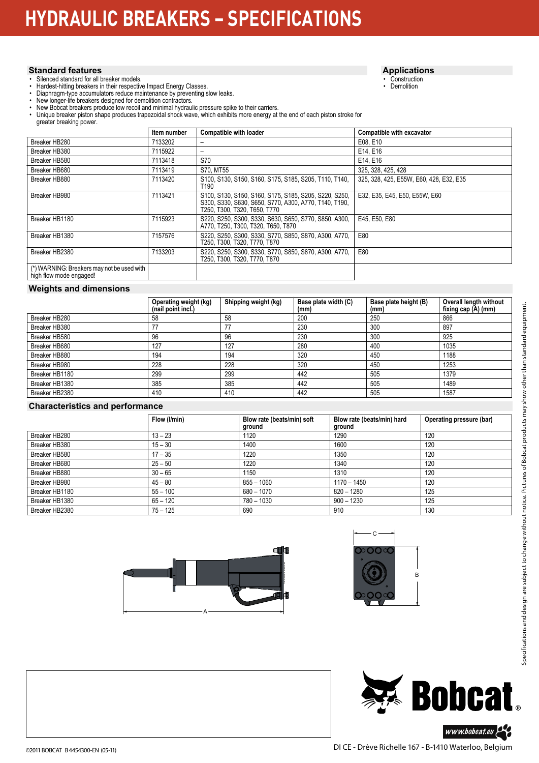# HYDRAULIC BREAKERS – SPECIFICATIONS

## Standard features

- Silenced standard for all breaker models.
- Hardest-hitting breakers in their respective Impact Energy Classes.
- Diaphragm-type accumulators reduce maintenance by preventing slow leaks.
- New longer-life breakers designed for demolition contractors.
- New Bobcat breakers produce low recoil and minimal hydraulic pressure spike to their carriers.
- Unique breaker piston shape produces trapezoidal shock wave, which exhibits more energy at the end of each piston stroke for greater breaking power.

## Applications

- Construction
- Demolition

| | Item number | Compatible with loader | Compatible with excavator |
|---|---|---|---|
| Breaker HB280 | 7133202 | – | E08, E10 |
| Breaker HB380 | 7115922 | – | E14, E16 |
| Breaker HB580 | 7113418 | S70 | E14, E16 |
| Breaker HB680 | 7113419 | S70, MT55 | 325, 328, 425, 428 |
| Breaker HB880 | 7113420 | S100, S130, S150, S160, S175, S185, S205, T110, T140, T190 | 325, 328, 425, E55W, E60, 428, E32, E35 |
| Breaker HB980 | 7113421 | S100, S130, S150, S160, S175, S185, S205, S220, S250, S300, S330, S630, S650, S770, A300, A770, T140, T190, T250, T300, T320, T650, T770 | E32, E35, E45, E50, E55W, E60 |
| Breaker HB1180 | 7115923 | S220, S250, S300, S330, S630, S650, S770, S850, A300, A770, T250, T300, T320, T650, T870 | E45, E50, E80 |
| Breaker HB1380 | 7157576 | S220, S250, S300, S330, S770, S850, S870, A300, A770, T250, T300, T320, T770, T870 | E80 |
| Breaker HB2380 | 7133203 | S220, S250, S300, S330, S770, S850, S870, A300, A770, T250, T300, T320, T770, T870 | E80 |
| (*) WARNING: Breakers may not be used with high flow mode engaged! | | | |

## Weights and dimensions

| | Operating weight (kg) (nail point incl.) | Shipping weight (kg) | Base plate width (C) (mm) | Base plate height (B) (mm) | Overall length without fixing cap (A) (mm) |
|---|---|---|---|---|---|
| Breaker HB280 | 58 | 58 | 200 | 250 | 866 |
| Breaker HB380 | 77 | 77 | 230 | 300 | 897 |
| Breaker HB580 | 96 | 96 | 230 | 300 | 925 |
| Breaker HB680 | 127 | 127 | 280 | 400 | 1035 |
| Breaker HB880 | 194 | 194 | 320 | 450 | 1188 |
| Breaker HB980 | 228 | 228 | 320 | 450 | 1253 |
| Breaker HB1180 | 299 | 299 | 442 | 505 | 1379 |
| Breaker HB1380 | 385 | 385 | 442 | 505 | 1489 |
| Breaker HB2380 | 410 | 410 | 442 | 505 | 1587 |

## Characteristics and performance

| | Flow (l/min) | Blow rate (beats/min) soft ground | Blow rate (beats/min) hard ground | Operating pressure (bar) |
|---|---|---|---|---|
| Breaker HB280 | 13 – 23 | 1120 | 1290 | 120 |
| Breaker HB380 | 15 – 30 | 1400 | 1600 | 120 |
| Breaker HB580 | 17 – 35 | 1220 | 1350 | 120 |
| Breaker HB680 | 25 – 50 | 1220 | 1340 | 120 |
| Breaker HB880 | 30 – 65 | 1150 | 1310 | 120 |
| Breaker HB980 | 45 – 80 | 855 – 1060 | 1170 – 1450 | 120 |
| Breaker HB1180 | 55 – 100 | 680 – 1070 | 820 – 1280 | 125 |
| Breaker HB1380 | 65 – 120 | 780 – 1030 | 900 – 1230 | 125 |
| Breaker HB2380 | 75 – 125 | 690 | 910 | 130 |

A

C

B

Specifications and design are subject to change without notice. Pictures of Bobcat products may show other than standard equipment.

Bobcat®

www.bobcat.eu

©2011 BOBCAT B4454300-EN (05-11)

DI CE - Drève Richelle 167 - B-1410 Waterloo, Belgium